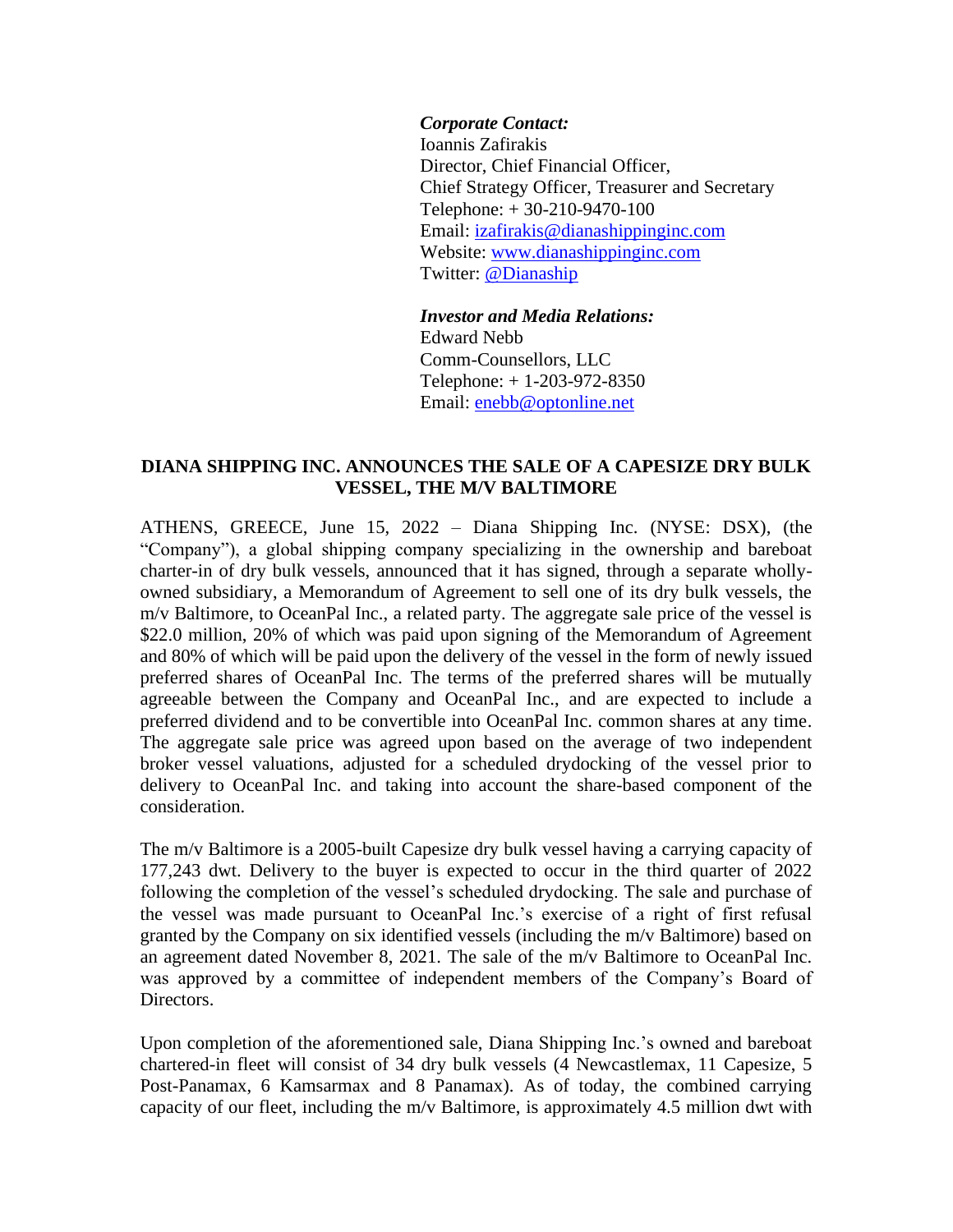***Corporate Contact:***
Ioannis Zafirakis
Director, Chief Financial Officer,
Chief Strategy Officer, Treasurer and Secretary
Telephone: + 30-210-9470-100
Email: [izafirakis@dianashippinginc.com](mailto:izafirakis@dianashippinginc.com)
Website: [www.dianashippinginc.com](http://www.dianashippinginc.com)
Twitter: [@Dianaship](https://twitter.com/Dianaship)

***Investor and Media Relations:***
Edward Nebb
Comm-Counsellors, LLC
Telephone: + 1-203-972-8350
Email: [enebb@optonline.net](mailto:enebb@optonline.net)

# DIANA SHIPPING INC. ANNOUNCES THE SALE OF A CAPESIZE DRY BULK VESSEL, THE M/V BALTIMORE

ATHENS, GREECE, June 15, 2022 – Diana Shipping Inc. (NYSE: DSX), (the "Company"), a global shipping company specializing in the ownership and bareboat charter-in of dry bulk vessels, announced that it has signed, through a separate wholly-owned subsidiary, a Memorandum of Agreement to sell one of its dry bulk vessels, the m/v Baltimore, to OceanPal Inc., a related party. The aggregate sale price of the vessel is $22.0 million, 20% of which was paid upon signing of the Memorandum of Agreement and 80% of which will be paid upon the delivery of the vessel in the form of newly issued preferred shares of OceanPal Inc. The terms of the preferred shares will be mutually agreeable between the Company and OceanPal Inc., and are expected to include a preferred dividend and to be convertible into OceanPal Inc. common shares at any time. The aggregate sale price was agreed upon based on the average of two independent broker vessel valuations, adjusted for a scheduled drydocking of the vessel prior to delivery to OceanPal Inc. and taking into account the share-based component of the consideration.

The m/v Baltimore is a 2005-built Capesize dry bulk vessel having a carrying capacity of 177,243 dwt. Delivery to the buyer is expected to occur in the third quarter of 2022 following the completion of the vessel's scheduled drydocking. The sale and purchase of the vessel was made pursuant to OceanPal Inc.'s exercise of a right of first refusal granted by the Company on six identified vessels (including the m/v Baltimore) based on an agreement dated November 8, 2021. The sale of the m/v Baltimore to OceanPal Inc. was approved by a committee of independent members of the Company's Board of Directors.

Upon completion of the aforementioned sale, Diana Shipping Inc.'s owned and bareboat chartered-in fleet will consist of 34 dry bulk vessels (4 Newcastlemax, 11 Capesize, 5 Post-Panamax, 6 Kamsarmax and 8 Panamax). As of today, the combined carrying capacity of our fleet, including the m/v Baltimore, is approximately 4.5 million dwt with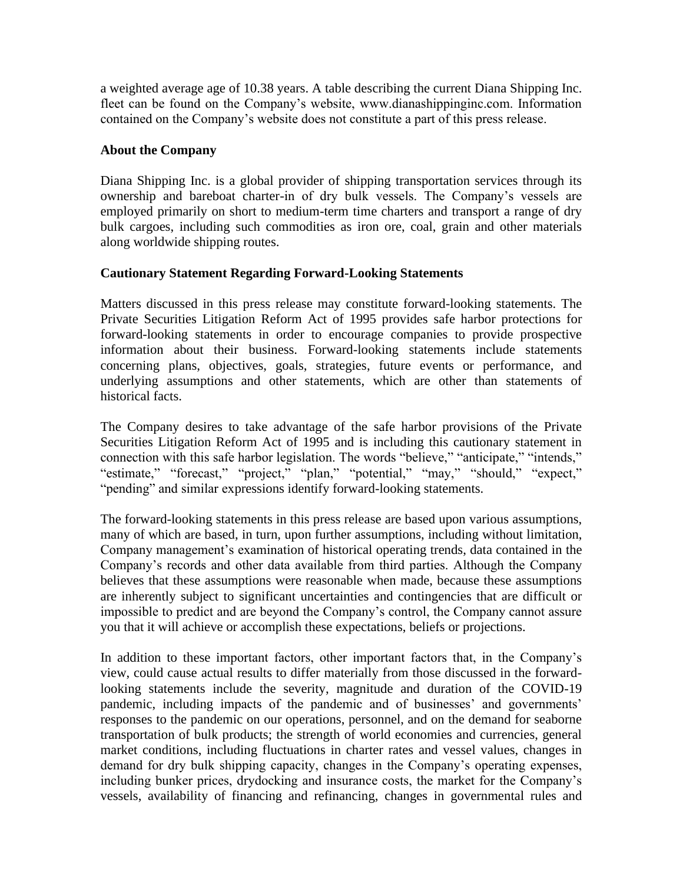a weighted average age of 10.38 years. A table describing the current Diana Shipping Inc. fleet can be found on the Company's website, www.dianashippinginc.com. Information contained on the Company's website does not constitute a part of this press release.

**About the Company**

Diana Shipping Inc. is a global provider of shipping transportation services through its ownership and bareboat charter-in of dry bulk vessels. The Company's vessels are employed primarily on short to medium-term time charters and transport a range of dry bulk cargoes, including such commodities as iron ore, coal, grain and other materials along worldwide shipping routes.

**Cautionary Statement Regarding Forward-Looking Statements**

Matters discussed in this press release may constitute forward-looking statements. The Private Securities Litigation Reform Act of 1995 provides safe harbor protections for forward-looking statements in order to encourage companies to provide prospective information about their business. Forward-looking statements include statements concerning plans, objectives, goals, strategies, future events or performance, and underlying assumptions and other statements, which are other than statements of historical facts.

The Company desires to take advantage of the safe harbor provisions of the Private Securities Litigation Reform Act of 1995 and is including this cautionary statement in connection with this safe harbor legislation. The words "believe," "anticipate," "intends," "estimate," "forecast," "project," "plan," "potential," "may," "should," "expect," "pending" and similar expressions identify forward-looking statements.

The forward-looking statements in this press release are based upon various assumptions, many of which are based, in turn, upon further assumptions, including without limitation, Company management's examination of historical operating trends, data contained in the Company's records and other data available from third parties. Although the Company believes that these assumptions were reasonable when made, because these assumptions are inherently subject to significant uncertainties and contingencies that are difficult or impossible to predict and are beyond the Company's control, the Company cannot assure you that it will achieve or accomplish these expectations, beliefs or projections.

In addition to these important factors, other important factors that, in the Company's view, could cause actual results to differ materially from those discussed in the forward-looking statements include the severity, magnitude and duration of the COVID-19 pandemic, including impacts of the pandemic and of businesses' and governments' responses to the pandemic on our operations, personnel, and on the demand for seaborne transportation of bulk products; the strength of world economies and currencies, general market conditions, including fluctuations in charter rates and vessel values, changes in demand for dry bulk shipping capacity, changes in the Company's operating expenses, including bunker prices, drydocking and insurance costs, the market for the Company's vessels, availability of financing and refinancing, changes in governmental rules and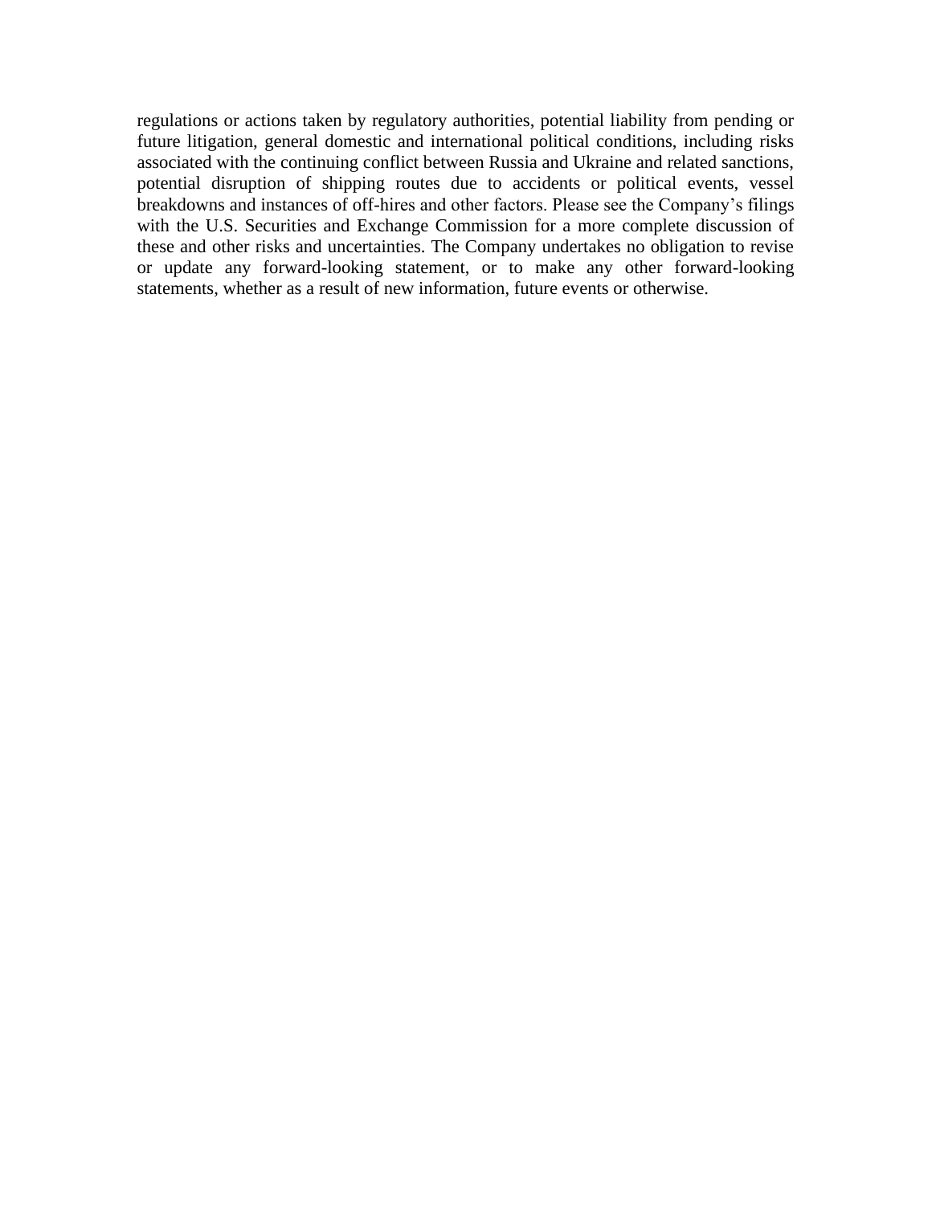regulations or actions taken by regulatory authorities, potential liability from pending or future litigation, general domestic and international political conditions, including risks associated with the continuing conflict between Russia and Ukraine and related sanctions, potential disruption of shipping routes due to accidents or political events, vessel breakdowns and instances of off-hires and other factors. Please see the Company's filings with the U.S. Securities and Exchange Commission for a more complete discussion of these and other risks and uncertainties. The Company undertakes no obligation to revise or update any forward-looking statement, or to make any other forward-looking statements, whether as a result of new information, future events or otherwise.